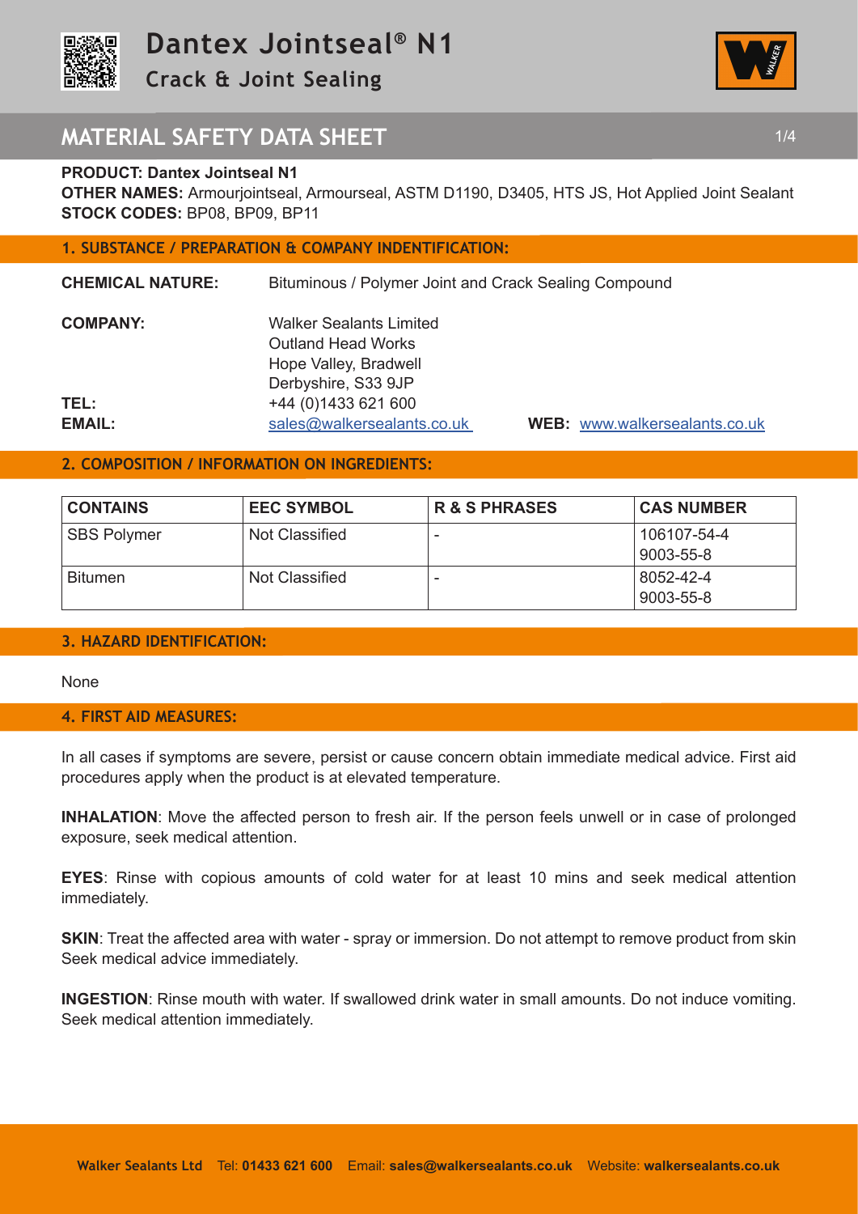# Dantex Jointseal® N1

## Crack & Joint Sealing

## MATERIAL SAFETY DATA SHEET

**PRODUCT: Dantex Jointseal N1**
**OTHER NAMES:** Armourjointseal, Armourseal, ASTM D1190, D3405, HTS JS, Hot Applied Joint Sealant
**STOCK CODES:** BP08, BP09, BP11

### 1. SUBSTANCE / PREPARATION & COMPANY INDENTIFICATION:

**CHEMICAL NATURE:** Bituminous / Polymer Joint and Crack Sealing Compound

**COMPANY:** Walker Sealants Limited
Outland Head Works
Hope Valley, Bradwell
Derbyshire, S33 9JP

**TEL:** +44 (0)1433 621 600

**EMAIL:** sales@walkersealants.co.uk **WEB:** www.walkersealants.co.uk

### 2. COMPOSITION / INFORMATION ON INGREDIENTS:

| CONTAINS | EEC SYMBOL | R & S PHRASES | CAS NUMBER |
|---|---|---|---|
| SBS Polymer | Not Classified | - | 106107-54-4<br>9003-55-8 |
| Bitumen | Not Classified | - | 8052-42-4<br>9003-55-8 |

### 3. HAZARD IDENTIFICATION:

None

### 4. FIRST AID MEASURES:

In all cases if symptoms are severe, persist or cause concern obtain immediate medical advice. First aid procedures apply when the product is at elevated temperature.

**INHALATION**: Move the affected person to fresh air. If the person feels unwell or in case of prolonged exposure, seek medical attention.

**EYES**: Rinse with copious amounts of cold water for at least 10 mins and seek medical attention immediately.

**SKIN**: Treat the affected area with water - spray or immersion. Do not attempt to remove product from skin Seek medical advice immediately.

**INGESTION**: Rinse mouth with water. If swallowed drink water in small amounts. Do not induce vomiting. Seek medical attention immediately.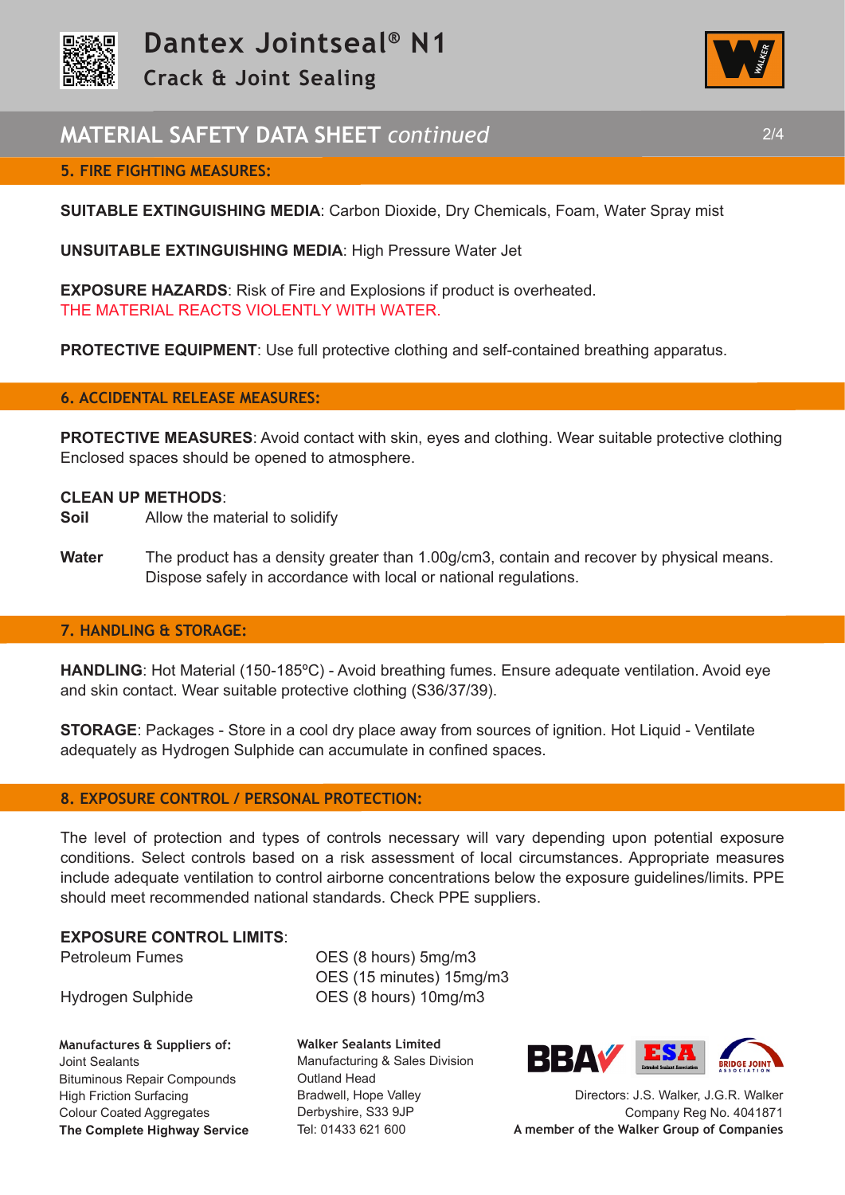## 5. FIRE FIGHTING MEASURES:

**SUITABLE EXTINGUISHING MEDIA**: Carbon Dioxide, Dry Chemicals, Foam, Water Spray mist

**UNSUITABLE EXTINGUISHING MEDIA**: High Pressure Water Jet

**EXPOSURE HAZARDS**: Risk of Fire and Explosions if product is overheated.
THE MATERIAL REACTS VIOLENTLY WITH WATER.

**PROTECTIVE EQUIPMENT**: Use full protective clothing and self-contained breathing apparatus.

## 6. ACCIDENTAL RELEASE MEASURES:

**PROTECTIVE MEASURES**: Avoid contact with skin, eyes and clothing. Wear suitable protective clothing Enclosed spaces should be opened to atmosphere.

**CLEAN UP METHODS**:

**Soil** Allow the material to solidify

**Water** The product has a density greater than 1.00g/cm3, contain and recover by physical means. Dispose safely in accordance with local or national regulations.

## 7. HANDLING & STORAGE:

**HANDLING**: Hot Material (150-185ºC) - Avoid breathing fumes. Ensure adequate ventilation. Avoid eye and skin contact. Wear suitable protective clothing (S36/37/39).

**STORAGE**: Packages - Store in a cool dry place away from sources of ignition. Hot Liquid - Ventilate adequately as Hydrogen Sulphide can accumulate in confined spaces.

## 8. EXPOSURE CONTROL / PERSONAL PROTECTION:

The level of protection and types of controls necessary will vary depending upon potential exposure conditions. Select controls based on a risk assessment of local circumstances. Appropriate measures include adequate ventilation to control airborne concentrations below the exposure guidelines/limits. PPE should meet recommended national standards. Check PPE suppliers.

**EXPOSURE CONTROL LIMITS**:

| | |
|---|---|
| Petroleum Fumes | OES (8 hours) 5mg/m3 |
| | OES (15 minutes) 15mg/m3 |
| Hydrogen Sulphide | OES (8 hours) 10mg/m3 |

**Manufactures & Suppliers of:**
Joint Sealants
Bituminous Repair Compounds
High Friction Surfacing
Colour Coated Aggregates
**The Complete Highway Service**

**Walker Sealants Limited**
Manufacturing & Sales Division
Outland Head
Bradwell, Hope Valley
Derbyshire, S33 9JP
Tel: 01433 621 600

Directors: J.S. Walker, J.G.R. Walker
Company Reg No. 4041871
**A member of the Walker Group of Companies**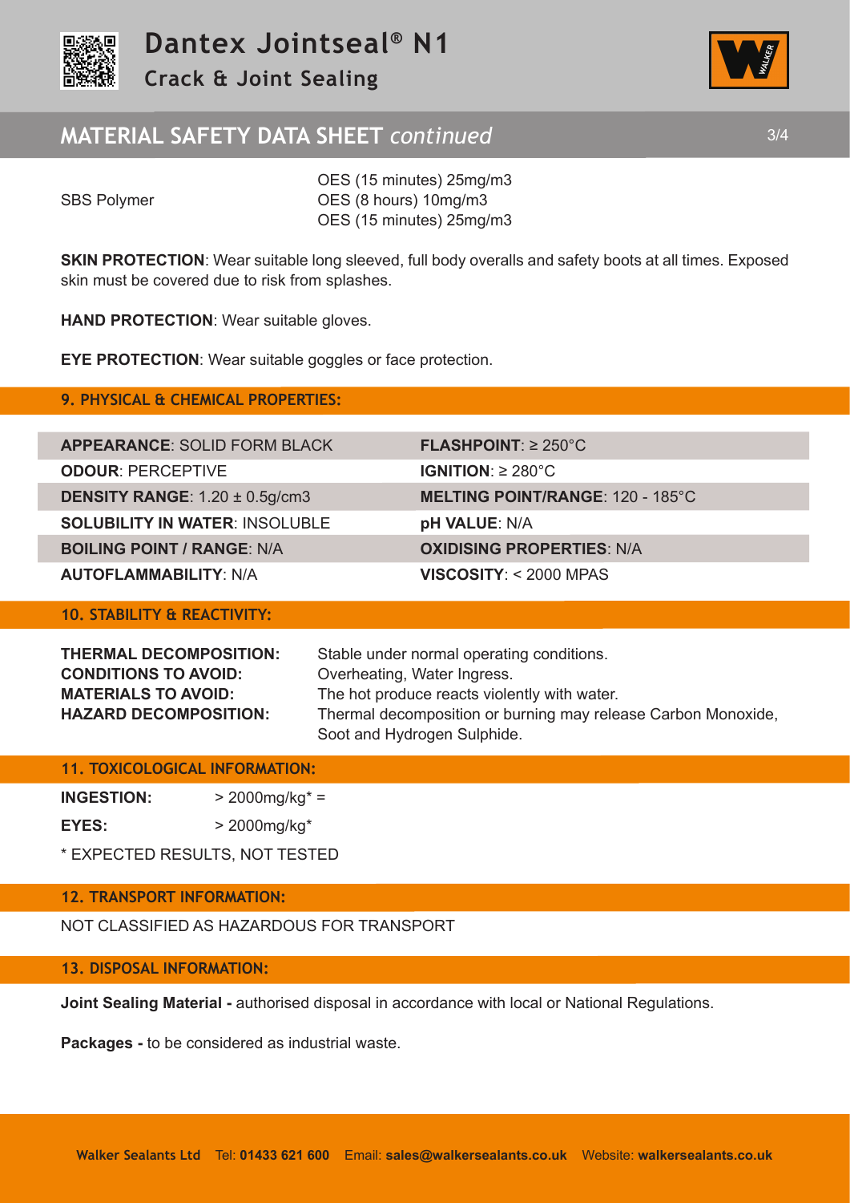| | |
|---|---|
| | OES (15 minutes) 25mg/m3 |
| SBS Polymer | OES (8 hours) 10mg/m3 |
| | OES (15 minutes) 25mg/m3 |

**SKIN PROTECTION**: Wear suitable long sleeved, full body overalls and safety boots at all times. Exposed skin must be covered due to risk from splashes.

**HAND PROTECTION**: Wear suitable gloves.

**EYE PROTECTION**: Wear suitable goggles or face protection.

## 9. PHYSICAL & CHEMICAL PROPERTIES:

| | |
|---|---|
| **APPEARANCE**: SOLID FORM BLACK | **FLASHPOINT**: ≥ 250°C |
| **ODOUR**: PERCEPTIVE | **IGNITION**: ≥ 280°C |
| **DENSITY RANGE**: 1.20 ± 0.5g/cm3 | **MELTING POINT/RANGE**: 120 - 185°C |
| **SOLUBILITY IN WATER**: INSOLUBLE | **pH VALUE**: N/A |
| **BOILING POINT / RANGE**: N/A | **OXIDISING PROPERTIES**: N/A |
| **AUTOFLAMMABILITY**: N/A | **VISCOSITY**: < 2000 MPAS |

## 10. STABILITY & REACTIVITY:

| | |
|---|---|
| **THERMAL DECOMPOSITION:** | Stable under normal operating conditions. |
| **CONDITIONS TO AVOID:** | Overheating, Water Ingress. |
| **MATERIALS TO AVOID:** | The hot produce reacts violently with water. |
| **HAZARD DECOMPOSITION:** | Thermal decomposition or burning may release Carbon Monoxide, Soot and Hydrogen Sulphide. |

## 11. TOXICOLOGICAL INFORMATION:

| | |
|---|---|
| **INGESTION:** | > 2000mg/kg* = |
| **EYES:** | > 2000mg/kg* |

* EXPECTED RESULTS, NOT TESTED

## 12. TRANSPORT INFORMATION:

NOT CLASSIFIED AS HAZARDOUS FOR TRANSPORT

## 13. DISPOSAL INFORMATION:

**Joint Sealing Material -** authorised disposal in accordance with local or National Regulations.

**Packages -** to be considered as industrial waste.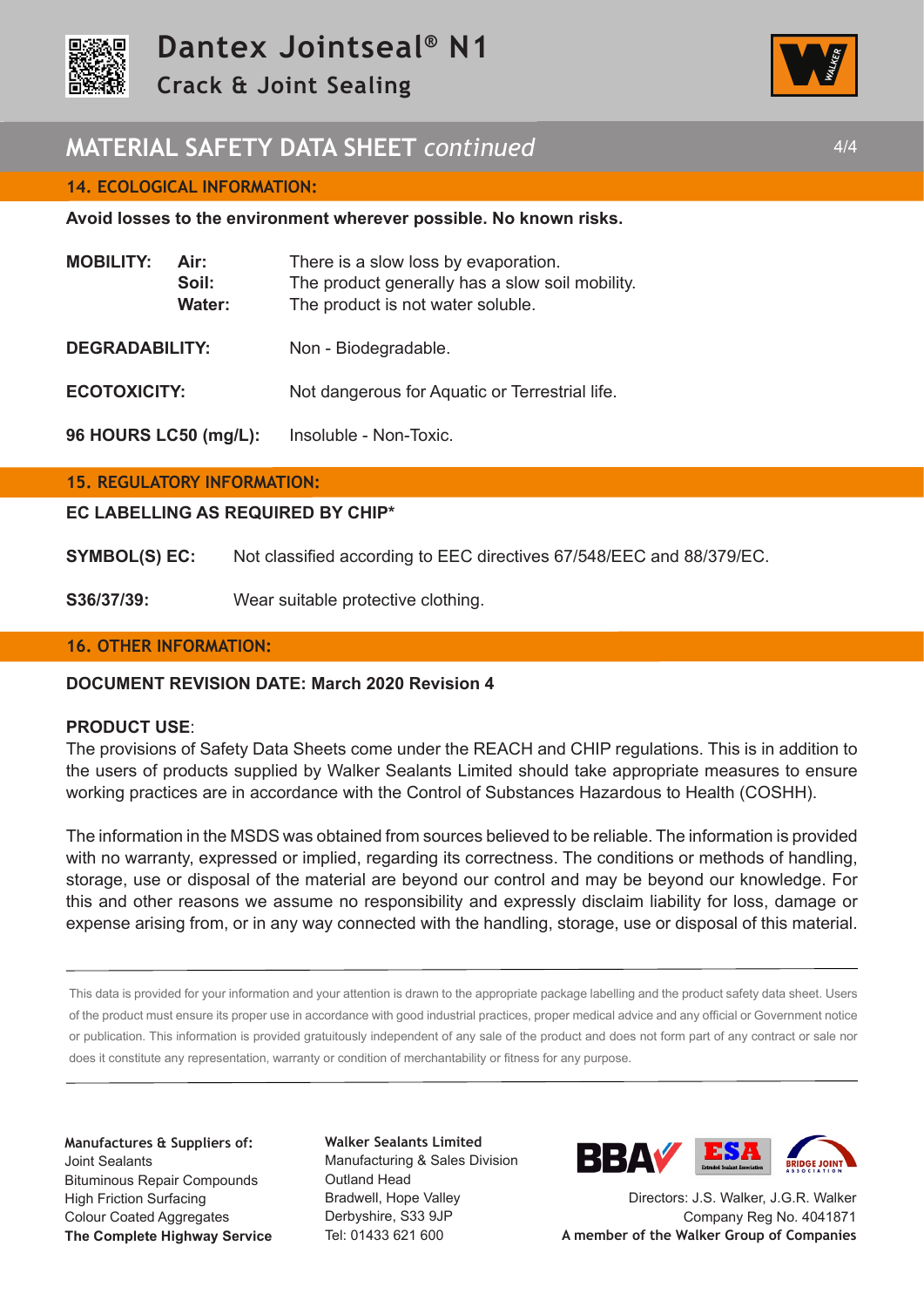# Dantex Jointseal® N1

## Crack & Joint Sealing

## MATERIAL SAFETY DATA SHEET *continued*

### 14. ECOLOGICAL INFORMATION:

**Avoid losses to the environment wherever possible. No known risks.**

| | | |
|---|---|---|
| **MOBILITY:** | **Air:** | There is a slow loss by evaporation. |
| | **Soil:** | The product generally has a slow soil mobility. |
| | **Water:** | The product is not water soluble. |

**DEGRADABILITY:** Non - Biodegradable.

**ECOTOXICITY:** Not dangerous for Aquatic or Terrestrial life.

**96 HOURS LC50 (mg/L):** Insoluble - Non-Toxic.

### 15. REGULATORY INFORMATION:

**EC LABELLING AS REQUIRED BY CHIP***

**SYMBOL(S) EC:** Not classified according to EEC directives 67/548/EEC and 88/379/EC.

**S36/37/39:** Wear suitable protective clothing.

### 16. OTHER INFORMATION:

**DOCUMENT REVISION DATE: March 2020 Revision 4**

**PRODUCT USE**:
The provisions of Safety Data Sheets come under the REACH and CHIP regulations. This is in addition to the users of products supplied by Walker Sealants Limited should take appropriate measures to ensure working practices are in accordance with the Control of Substances Hazardous to Health (COSHH).

The information in the MSDS was obtained from sources believed to be reliable. The information is provided with no warranty, expressed or implied, regarding its correctness. The conditions or methods of handling, storage, use or disposal of the material are beyond our control and may be beyond our knowledge. For this and other reasons we assume no responsibility and expressly disclaim liability for loss, damage or expense arising from, or in any way connected with the handling, storage, use or disposal of this material.

---

This data is provided for your information and your attention is drawn to the appropriate package labelling and the product safety data sheet. Users of the product must ensure its proper use in accordance with good industrial practices, proper medical advice and any official or Government notice or publication. This information is provided gratuitously independent of any sale of the product and does not form part of any contract or sale nor does it constitute any representation, warranty or condition of merchantability or fitness for any purpose.

---

**Manufactures & Suppliers of:**
Joint Sealants
Bituminous Repair Compounds
High Friction Surfacing
Colour Coated Aggregates
**The Complete Highway Service**

**Walker Sealants Limited**
Manufacturing & Sales Division
Outland Head
Bradwell, Hope Valley
Derbyshire, S33 9JP
Tel: 01433 621 600

Directors: J.S. Walker, J.G.R. Walker
Company Reg No. 4041871
**A member of the Walker Group of Companies**